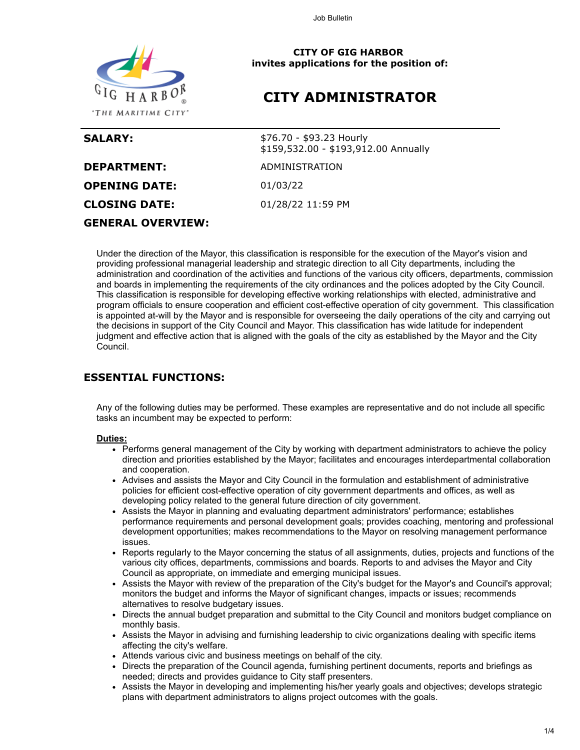**CITY OF GIG HARBOR**
**invites applications for the position of:**

# CITY ADMINISTRATOR

| | |
|---|---|
| **SALARY:** | $76.70 - $93.23 Hourly<br>$159,532.00 - $193,912.00 Annually |
| **DEPARTMENT:** | ADMINISTRATION |
| **OPENING DATE:** | 01/03/22 |
| **CLOSING DATE:** | 01/28/22 11:59 PM |

## GENERAL OVERVIEW:

Under the direction of the Mayor, this classification is responsible for the execution of the Mayor's vision and providing professional managerial leadership and strategic direction to all City departments, including the administration and coordination of the activities and functions of the various city officers, departments, commission and boards in implementing the requirements of the city ordinances and the polices adopted by the City Council. This classification is responsible for developing effective working relationships with elected, administrative and program officials to ensure cooperation and efficient cost-effective operation of city government. This classification is appointed at-will by the Mayor and is responsible for overseeing the daily operations of the city and carrying out the decisions in support of the City Council and Mayor. This classification has wide latitude for independent judgment and effective action that is aligned with the goals of the city as established by the Mayor and the City Council.

## ESSENTIAL FUNCTIONS:

Any of the following duties may be performed. These examples are representative and do not include all specific tasks an incumbent may be expected to perform:

**Duties:**

- Performs general management of the City by working with department administrators to achieve the policy direction and priorities established by the Mayor; facilitates and encourages interdepartmental collaboration and cooperation.
- Advises and assists the Mayor and City Council in the formulation and establishment of administrative policies for efficient cost-effective operation of city government departments and offices, as well as developing policy related to the general future direction of city government.
- Assists the Mayor in planning and evaluating department administrators' performance; establishes performance requirements and personal development goals; provides coaching, mentoring and professional development opportunities; makes recommendations to the Mayor on resolving management performance issues.
- Reports regularly to the Mayor concerning the status of all assignments, duties, projects and functions of the various city offices, departments, commissions and boards. Reports to and advises the Mayor and City Council as appropriate, on immediate and emerging municipal issues.
- Assists the Mayor with review of the preparation of the City's budget for the Mayor's and Council's approval; monitors the budget and informs the Mayor of significant changes, impacts or issues; recommends alternatives to resolve budgetary issues.
- Directs the annual budget preparation and submittal to the City Council and monitors budget compliance on monthly basis.
- Assists the Mayor in advising and furnishing leadership to civic organizations dealing with specific items affecting the city's welfare.
- Attends various civic and business meetings on behalf of the city.
- Directs the preparation of the Council agenda, furnishing pertinent documents, reports and briefings as needed; directs and provides guidance to City staff presenters.
- Assists the Mayor in developing and implementing his/her yearly goals and objectives; develops strategic plans with department administrators to aligns project outcomes with the goals.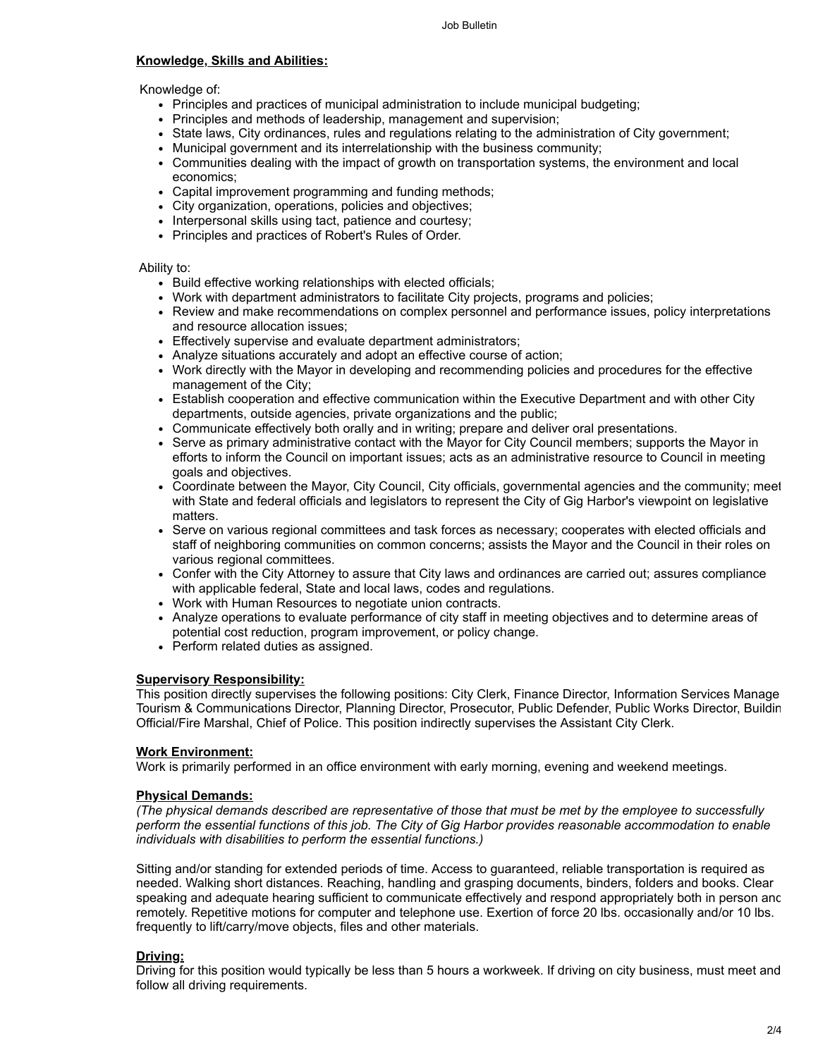**Knowledge, Skills and Abilities:**

Knowledge of:

- Principles and practices of municipal administration to include municipal budgeting;
- Principles and methods of leadership, management and supervision;
- State laws, City ordinances, rules and regulations relating to the administration of City government;
- Municipal government and its interrelationship with the business community;
- Communities dealing with the impact of growth on transportation systems, the environment and local economics;
- Capital improvement programming and funding methods;
- City organization, operations, policies and objectives;
- Interpersonal skills using tact, patience and courtesy;
- Principles and practices of Robert's Rules of Order.

Ability to:

- Build effective working relationships with elected officials;
- Work with department administrators to facilitate City projects, programs and policies;
- Review and make recommendations on complex personnel and performance issues, policy interpretations and resource allocation issues;
- Effectively supervise and evaluate department administrators;
- Analyze situations accurately and adopt an effective course of action;
- Work directly with the Mayor in developing and recommending policies and procedures for the effective management of the City;
- Establish cooperation and effective communication within the Executive Department and with other City departments, outside agencies, private organizations and the public;
- Communicate effectively both orally and in writing; prepare and deliver oral presentations.
- Serve as primary administrative contact with the Mayor for City Council members; supports the Mayor in efforts to inform the Council on important issues; acts as an administrative resource to Council in meeting goals and objectives.
- Coordinate between the Mayor, City Council, City officials, governmental agencies and the community; meet with State and federal officials and legislators to represent the City of Gig Harbor's viewpoint on legislative matters.
- Serve on various regional committees and task forces as necessary; cooperates with elected officials and staff of neighboring communities on common concerns; assists the Mayor and the Council in their roles on various regional committees.
- Confer with the City Attorney to assure that City laws and ordinances are carried out; assures compliance with applicable federal, State and local laws, codes and regulations.
- Work with Human Resources to negotiate union contracts.
- Analyze operations to evaluate performance of city staff in meeting objectives and to determine areas of potential cost reduction, program improvement, or policy change.
- Perform related duties as assigned.

**Supervisory Responsibility:**

This position directly supervises the following positions: City Clerk, Finance Director, Information Services Manage Tourism & Communications Director, Planning Director, Prosecutor, Public Defender, Public Works Director, Buildin Official/Fire Marshal, Chief of Police. This position indirectly supervises the Assistant City Clerk.

**Work Environment:**

Work is primarily performed in an office environment with early morning, evening and weekend meetings.

**Physical Demands:**

*(The physical demands described are representative of those that must be met by the employee to successfully perform the essential functions of this job. The City of Gig Harbor provides reasonable accommodation to enable individuals with disabilities to perform the essential functions.)*

Sitting and/or standing for extended periods of time. Access to guaranteed, reliable transportation is required as needed. Walking short distances. Reaching, handling and grasping documents, binders, folders and books. Clear speaking and adequate hearing sufficient to communicate effectively and respond appropriately both in person anc remotely. Repetitive motions for computer and telephone use. Exertion of force 20 lbs. occasionally and/or 10 lbs. frequently to lift/carry/move objects, files and other materials.

**Driving:**

Driving for this position would typically be less than 5 hours a workweek. If driving on city business, must meet and follow all driving requirements.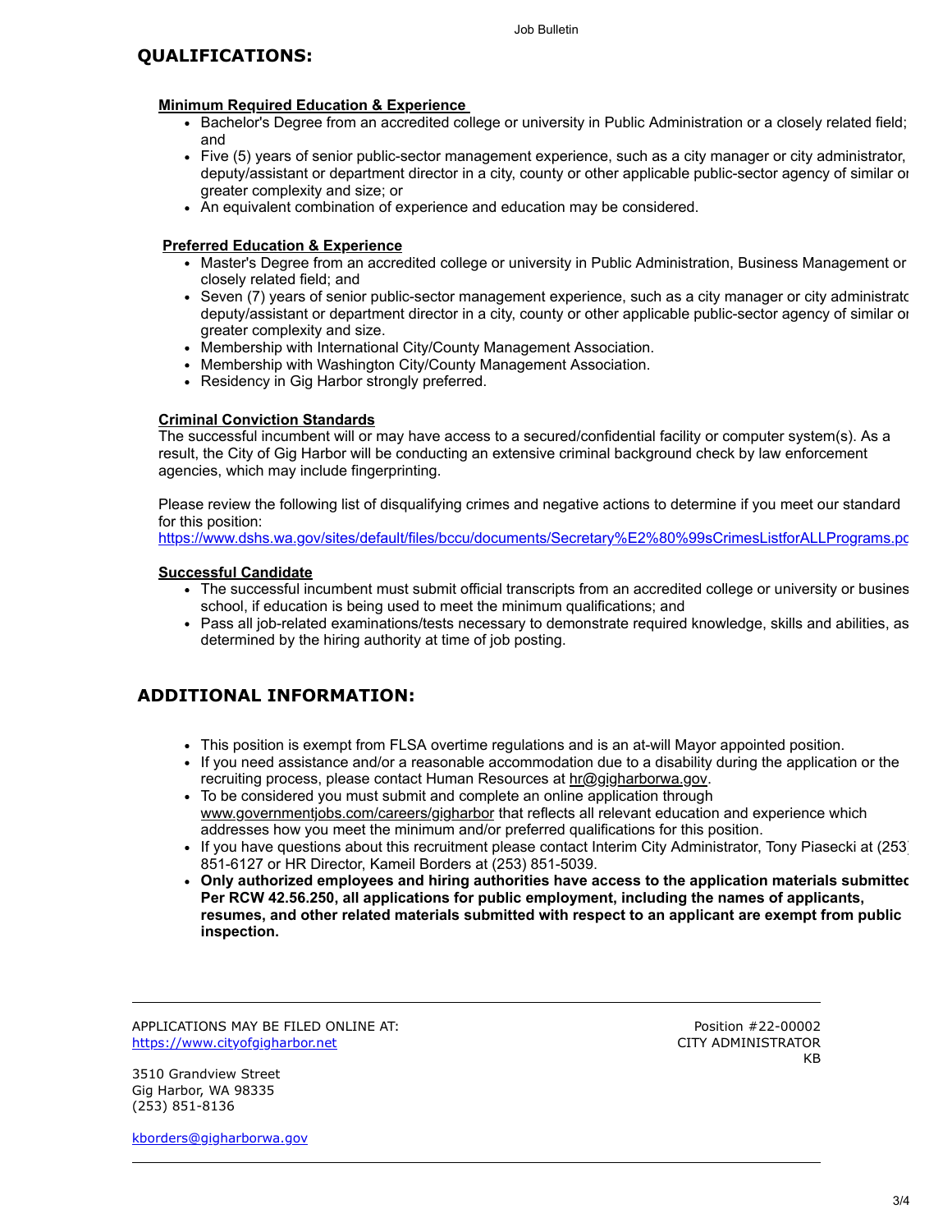## QUALIFICATIONS:

**Minimum Required Education & Experience**

- Bachelor's Degree from an accredited college or university in Public Administration or a closely related field; and
- Five (5) years of senior public-sector management experience, such as a city manager or city administrator, deputy/assistant or department director in a city, county or other applicable public-sector agency of similar or greater complexity and size; or
- An equivalent combination of experience and education may be considered.

**Preferred Education & Experience**

- Master's Degree from an accredited college or university in Public Administration, Business Management or closely related field; and
- Seven (7) years of senior public-sector management experience, such as a city manager or city administrator, deputy/assistant or department director in a city, county or other applicable public-sector agency of similar or greater complexity and size.
- Membership with International City/County Management Association.
- Membership with Washington City/County Management Association.
- Residency in Gig Harbor strongly preferred.

**Criminal Conviction Standards**

The successful incumbent will or may have access to a secured/confidential facility or computer system(s). As a result, the City of Gig Harbor will be conducting an extensive criminal background check by law enforcement agencies, which may include fingerprinting.

Please review the following list of disqualifying crimes and negative actions to determine if you meet our standard for this position:
https://www.dshs.wa.gov/sites/default/files/bccu/documents/Secretary%E2%80%99sCrimesListforALLPrograms.pc

**Successful Candidate**

- The successful incumbent must submit official transcripts from an accredited college or university or business school, if education is being used to meet the minimum qualifications; and
- Pass all job-related examinations/tests necessary to demonstrate required knowledge, skills and abilities, as determined by the hiring authority at time of job posting.

## ADDITIONAL INFORMATION:

- This position is exempt from FLSA overtime regulations and is an at-will Mayor appointed position.
- If you need assistance and/or a reasonable accommodation due to a disability during the application or the recruiting process, please contact Human Resources at hr@gigharborwa.gov.
- To be considered you must submit and complete an online application through www.governmentjobs.com/careers/gigharbor that reflects all relevant education and experience which addresses how you meet the minimum and/or preferred qualifications for this position.
- If you have questions about this recruitment please contact Interim City Administrator, Tony Piasecki at (253) 851-6127 or HR Director, Kameil Borders at (253) 851-5039.
- **Only authorized employees and hiring authorities have access to the application materials submitted. Per RCW 42.56.250, all applications for public employment, including the names of applicants, resumes, and other related materials submitted with respect to an applicant are exempt from public inspection.**

---

APPLICATIONS MAY BE FILED ONLINE AT:
https://www.cityofgigharbor.net

3510 Grandview Street
Gig Harbor, WA 98335
(253) 851-8136

kborders@gigharborwa.gov

Position #22-00002
CITY ADMINISTRATOR
KB

---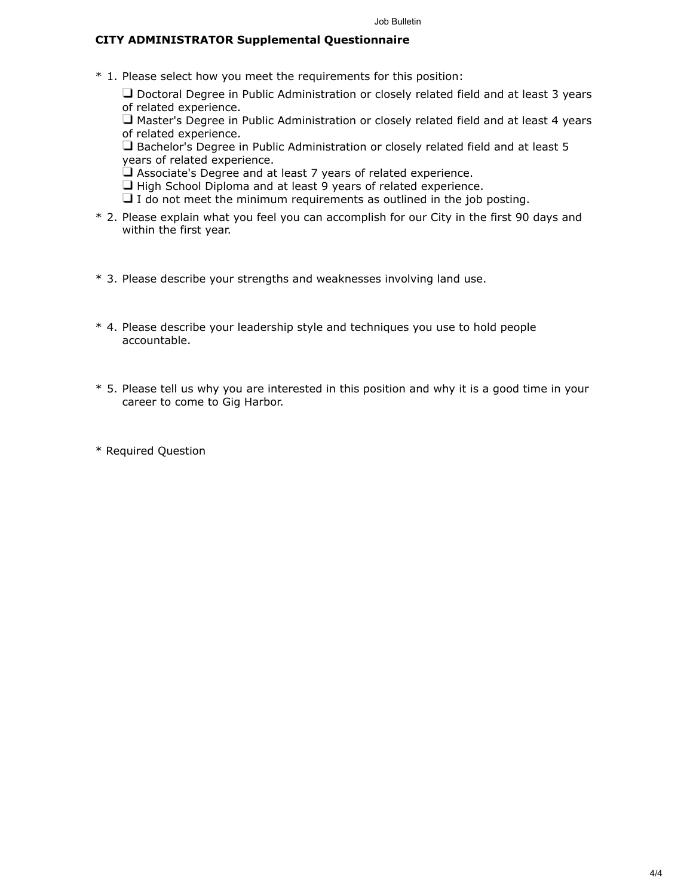## CITY ADMINISTRATOR Supplemental Questionnaire

* 1. Please select how you meet the requirements for this position:
    - ❑ Doctoral Degree in Public Administration or closely related field and at least 3 years of related experience.
    - ❑ Master's Degree in Public Administration or closely related field and at least 4 years of related experience.
    - ❑ Bachelor's Degree in Public Administration or closely related field and at least 5 years of related experience.
    - ❑ Associate's Degree and at least 7 years of related experience.
    - ❑ High School Diploma and at least 9 years of related experience.
    - ❑ I do not meet the minimum requirements as outlined in the job posting.
* 2. Please explain what you feel you can accomplish for our City in the first 90 days and within the first year.
* 3. Please describe your strengths and weaknesses involving land use.
* 4. Please describe your leadership style and techniques you use to hold people accountable.
* 5. Please tell us why you are interested in this position and why it is a good time in your career to come to Gig Harbor.

* Required Question